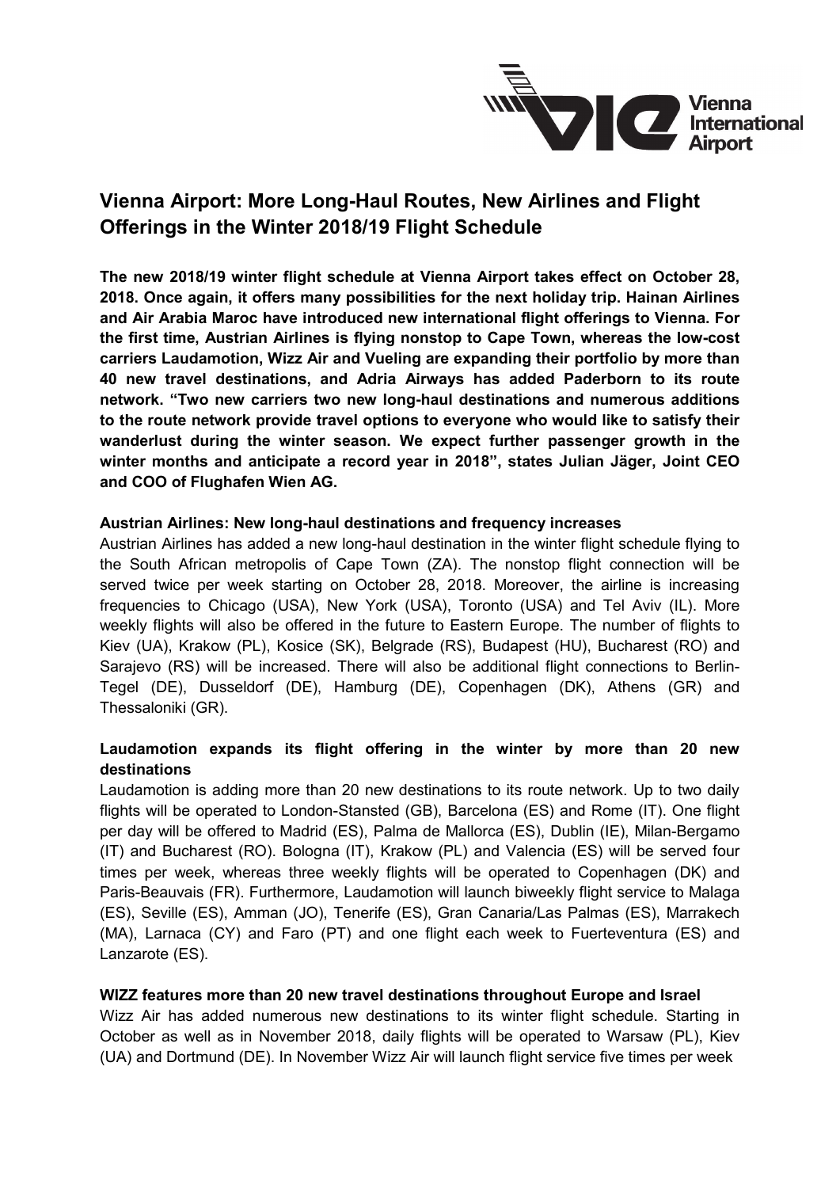# Vienna Airport: More Long-Haul Routes, New Airlines and Flight Offerings in the Winter 2018/19 Flight Schedule

**The new 2018/19 winter flight schedule at Vienna Airport takes effect on October 28, 2018. Once again, it offers many possibilities for the next holiday trip. Hainan Airlines and Air Arabia Maroc have introduced new international flight offerings to Vienna. For the first time, Austrian Airlines is flying nonstop to Cape Town, whereas the low-cost carriers Laudamotion, Wizz Air and Vueling are expanding their portfolio by more than 40 new travel destinations, and Adria Airways has added Paderborn to its route network. "Two new carriers two new long-haul destinations and numerous additions to the route network provide travel options to everyone who would like to satisfy their wanderlust during the winter season. We expect further passenger growth in the winter months and anticipate a record year in 2018", states Julian Jäger, Joint CEO and COO of Flughafen Wien AG.**

**Austrian Airlines: New long-haul destinations and frequency increases**

Austrian Airlines has added a new long-haul destination in the winter flight schedule flying to the South African metropolis of Cape Town (ZA). The nonstop flight connection will be served twice per week starting on October 28, 2018. Moreover, the airline is increasing frequencies to Chicago (USA), New York (USA), Toronto (USA) and Tel Aviv (IL). More weekly flights will also be offered in the future to Eastern Europe. The number of flights to Kiev (UA), Krakow (PL), Kosice (SK), Belgrade (RS), Budapest (HU), Bucharest (RO) and Sarajevo (RS) will be increased. There will also be additional flight connections to Berlin-Tegel (DE), Dusseldorf (DE), Hamburg (DE), Copenhagen (DK), Athens (GR) and Thessaloniki (GR).

**Laudamotion expands its flight offering in the winter by more than 20 new destinations**

Laudamotion is adding more than 20 new destinations to its route network. Up to two daily flights will be operated to London-Stansted (GB), Barcelona (ES) and Rome (IT). One flight per day will be offered to Madrid (ES), Palma de Mallorca (ES), Dublin (IE), Milan-Bergamo (IT) and Bucharest (RO). Bologna (IT), Krakow (PL) and Valencia (ES) will be served four times per week, whereas three weekly flights will be operated to Copenhagen (DK) and Paris-Beauvais (FR). Furthermore, Laudamotion will launch biweekly flight service to Malaga (ES), Seville (ES), Amman (JO), Tenerife (ES), Gran Canaria/Las Palmas (ES), Marrakech (MA), Larnaca (CY) and Faro (PT) and one flight each week to Fuerteventura (ES) and Lanzarote (ES).

**WIZZ features more than 20 new travel destinations throughout Europe and Israel**

Wizz Air has added numerous new destinations to its winter flight schedule. Starting in October as well as in November 2018, daily flights will be operated to Warsaw (PL), Kiev (UA) and Dortmund (DE). In November Wizz Air will launch flight service five times per week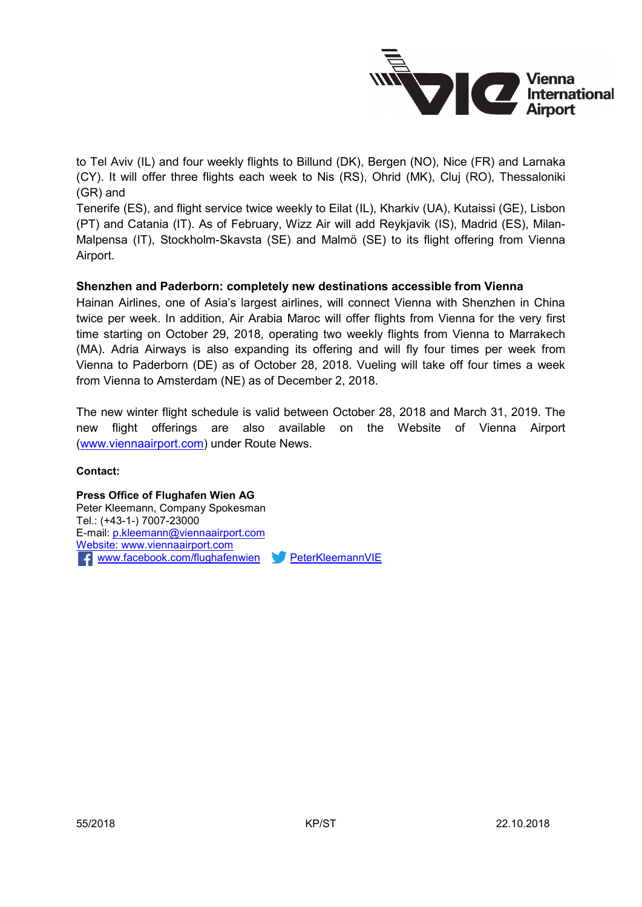to Tel Aviv (IL) and four weekly flights to Billund (DK), Bergen (NO), Nice (FR) and Larnaka (CY). It will offer three flights each week to Nis (RS), Ohrid (MK), Cluj (RO), Thessaloniki (GR) and

Tenerife (ES), and flight service twice weekly to Eilat (IL), Kharkiv (UA), Kutaissi (GE), Lisbon (PT) and Catania (IT). As of February, Wizz Air will add Reykjavik (IS), Madrid (ES), Milan-Malpensa (IT), Stockholm-Skavsta (SE) and Malmö (SE) to its flight offering from Vienna Airport.

**Shenzhen and Paderborn: completely new destinations accessible from Vienna**

Hainan Airlines, one of Asia's largest airlines, will connect Vienna with Shenzhen in China twice per week. In addition, Air Arabia Maroc will offer flights from Vienna for the very first time starting on October 29, 2018, operating two weekly flights from Vienna to Marrakech (MA). Adria Airways is also expanding its offering and will fly four times per week from Vienna to Paderborn (DE) as of October 28, 2018. Vueling will take off four times a week from Vienna to Amsterdam (NE) as of December 2, 2018.

The new winter flight schedule is valid between October 28, 2018 and March 31, 2019. The new flight offerings are also available on the Website of Vienna Airport (www.viennaairport.com) under Route News.

**Contact:**

**Press Office of Flughafen Wien AG**
Peter Kleemann, Company Spokesman
Tel.: (+43-1-) 7007-23000
E-mail: p.kleemann@viennaairport.com
Website: www.viennaairport.com
www.facebook.com/flughafenwien PeterKleemannVIE

55/2018 KP/ST 22.10.2018